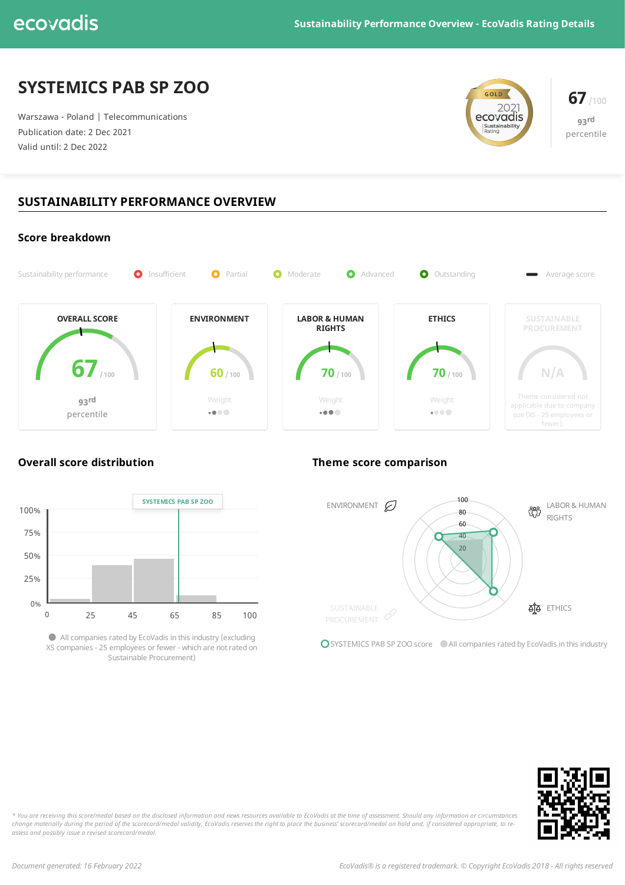# SYSTEMICS PAB SP ZOO

Warszawa - Poland | Telecommunications

Publication date: 2 Dec 2021

Valid until: 2 Dec 2022

GOLD 2021 ecovadis Sustainability Rating

**67** /100

93rd percentile

## SUSTAINABILITY PERFORMANCE OVERVIEW

### Score breakdown

Sustainability performance: Insufficient | Partial | Moderate | Advanced | Outstanding | Average score

| OVERALL SCORE | ENVIRONMENT | LABOR & HUMAN RIGHTS | ETHICS | SUSTAINABLE PROCUREMENT |
|---|---|---|---|---|
| 67 / 100 | 60 / 100 | 70 / 100 | 70 / 100 | N/A |
| 93rd percentile | Weight | Weight | Weight | Theme considered not applicable due to company size (XS - 25 employees or fewer). |

### Overall score distribution

SYSTEMICS PAB SP ZOO

100% 75% 50% 25% 0%

0 25 45 65 85 100

All companies rated by EcoVadis in this industry (excluding XS companies - 25 employees or fewer - which are not rated on Sustainable Procurement)

### Theme score comparison

ENVIRONMENT | LABOR & HUMAN RIGHTS | ETHICS | SUSTAINABLE PROCUREMENT

100 80 60 40 20

SYSTEMICS PAB SP ZOO score | All companies rated by EcoVadis in this industry

*\* You are receiving this score/medal based on the disclosed information and news resources available to EcoVadis at the time of assessment. Should any information or circumstances change materially during the period of the scorecard/medal validity, EcoVadis reserves the right to place the business' scorecard/medal on hold and, if considered appropriate, to re-assess and possibly issue a revised scorecard/medal.*

*Document generated: 16 February 2022*

*EcoVadis® is a registered trademark. © Copyright EcoVadis 2018 - All rights reserved*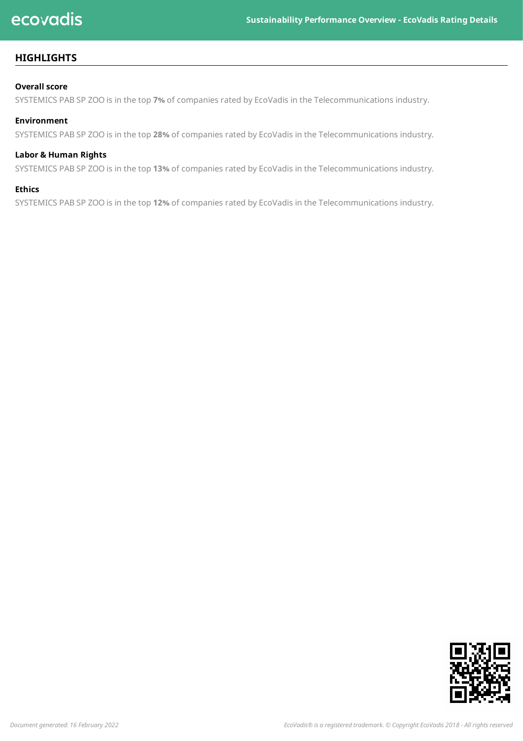## HIGHLIGHTS

**Overall score**

SYSTEMICS PAB SP ZOO is in the top **7%** of companies rated by EcoVadis in the Telecommunications industry.

**Environment**

SYSTEMICS PAB SP ZOO is in the top **28%** of companies rated by EcoVadis in the Telecommunications industry.

**Labor & Human Rights**

SYSTEMICS PAB SP ZOO is in the top **13%** of companies rated by EcoVadis in the Telecommunications industry.

**Ethics**

SYSTEMICS PAB SP ZOO is in the top **12%** of companies rated by EcoVadis in the Telecommunications industry.